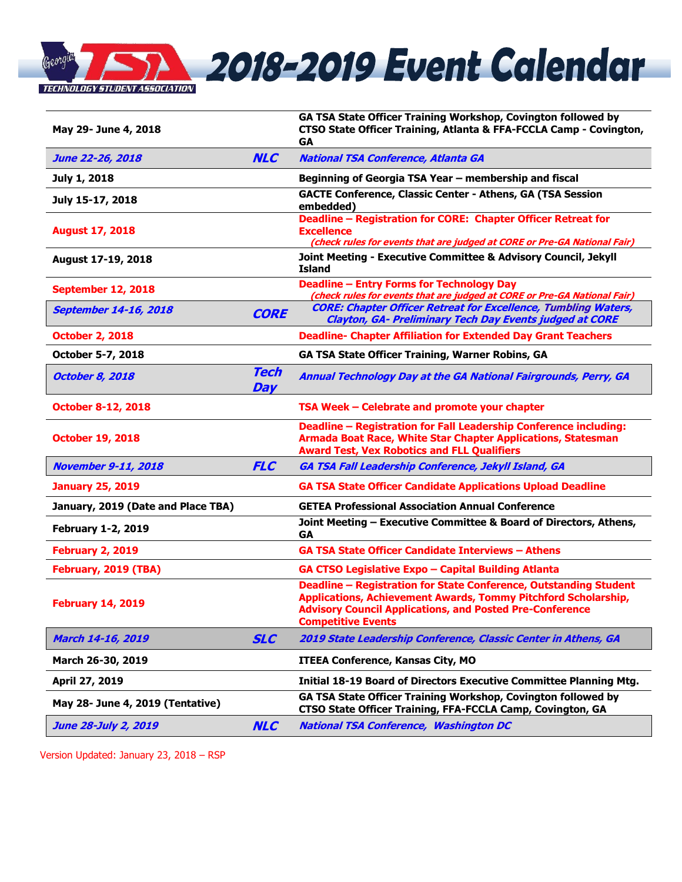# 2018-2019 Event Calendar

Georgia TSA – Technology Student Association

| Date | Event | Description |
| --- | --- | --- |
| May 29- June 4, 2018 | | GA TSA State Officer Training Workshop, Covington followed by CTSO State Officer Training, Atlanta & FFA-FCCLA Camp - Covington, GA |
| *June 22-26, 2018* | *NLC* | *National TSA Conference, Atlanta GA* |
| July 1, 2018 | | Beginning of Georgia TSA Year – membership and fiscal |
| July 15-17, 2018 | | GACTE Conference, Classic Center - Athens, GA (TSA Session embedded) |
| August 17, 2018 | | Deadline – Registration for CORE: Chapter Officer Retreat for Excellence *(check rules for events that are judged at CORE or Pre-GA National Fair)* |
| August 17-19, 2018 | | Joint Meeting - Executive Committee & Advisory Council, Jekyll Island |
| September 12, 2018 | | Deadline – Entry Forms for Technology Day *(check rules for events that are judged at CORE or Pre-GA National Fair)* |
| *September 14-16, 2018* | *CORE* | *CORE: Chapter Officer Retreat for Excellence, Tumbling Waters, Clayton, GA- Preliminary Tech Day Events judged at CORE* |
| October 2, 2018 | | Deadline- Chapter Affiliation for Extended Day Grant Teachers |
| October 5-7, 2018 | | GA TSA State Officer Training, Warner Robins, GA |
| *October 8, 2018* | *Tech Day* | *Annual Technology Day at the GA National Fairgrounds, Perry, GA* |
| October 8-12, 2018 | | TSA Week – Celebrate and promote your chapter |
| October 19, 2018 | | Deadline – Registration for Fall Leadership Conference including: Armada Boat Race, White Star Chapter Applications, Statesman Award Test, Vex Robotics and FLL Qualifiers |
| *November 9-11, 2018* | *FLC* | *GA TSA Fall Leadership Conference, Jekyll Island, GA* |
| January 25, 2019 | | GA TSA State Officer Candidate Applications Upload Deadline |
| January, 2019 (Date and Place TBA) | | GETEA Professional Association Annual Conference |
| February 1-2, 2019 | | Joint Meeting – Executive Committee & Board of Directors, Athens, GA |
| February 2, 2019 | | GA TSA State Officer Candidate Interviews – Athens |
| February, 2019 (TBA) | | GA CTSO Legislative Expo – Capital Building Atlanta |
| February 14, 2019 | | Deadline – Registration for State Conference, Outstanding Student Applications, Achievement Awards, Tommy Pitchford Scholarship, Advisory Council Applications, and Posted Pre-Conference Competitive Events |
| *March 14-16, 2019* | *SLC* | *2019 State Leadership Conference, Classic Center in Athens, GA* |
| March 26-30, 2019 | | ITEEA Conference, Kansas City, MO |
| April 27, 2019 | | Initial 18-19 Board of Directors Executive Committee Planning Mtg. |
| May 28- June 4, 2019 (Tentative) | | GA TSA State Officer Training Workshop, Covington followed by CTSO State Officer Training, FFA-FCCLA Camp, Covington, GA |
| *June 28-July 2, 2019* | *NLC* | *National TSA Conference, Washington DC* |

Version Updated: January 23, 2018 – RSP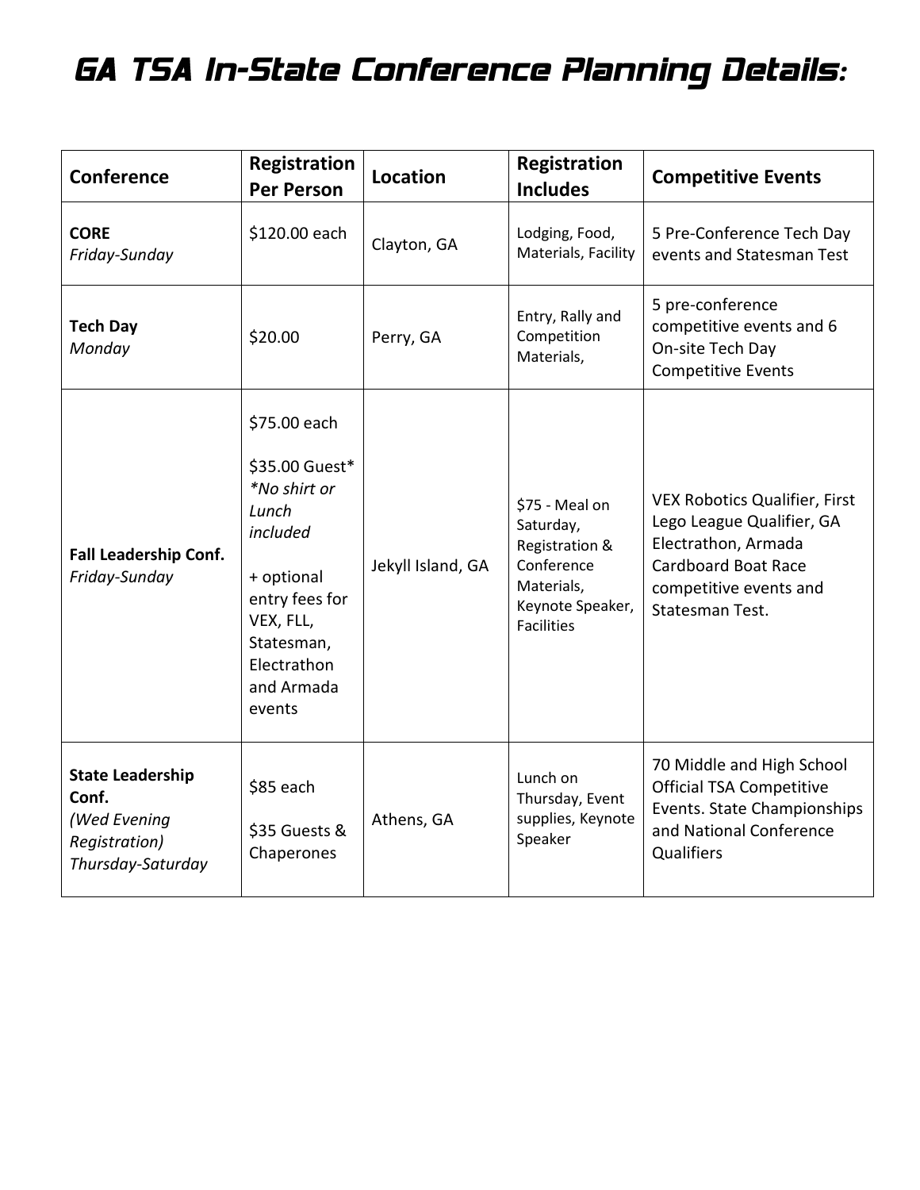# GA TSA In-State Conference Planning Details:

| Conference | Registration Per Person | Location | Registration Includes | Competitive Events |
|---|---|---|---|---|
| **CORE** *Friday-Sunday* | $120.00 each | Clayton, GA | Lodging, Food, Materials, Facility | 5 Pre-Conference Tech Day events and Statesman Test |
| **Tech Day** *Monday* | $20.00 | Perry, GA | Entry, Rally and Competition Materials, | 5 pre-conference competitive events and 6 On-site Tech Day Competitive Events |
| **Fall Leadership Conf.** *Friday-Sunday* | $75.00 each<br><br>$35.00 Guest* *\*No shirt or Lunch included*<br><br>+ optional entry fees for VEX, FLL, Statesman, Electrathon and Armada events | Jekyll Island, GA | $75 - Meal on Saturday, Registration & Conference Materials, Keynote Speaker, Facilities | VEX Robotics Qualifier, First Lego League Qualifier, GA Electrathon, Armada Cardboard Boat Race competitive events and Statesman Test. |
| **State Leadership Conf.** *(Wed Evening Registration) Thursday-Saturday* | $85 each<br><br>$35 Guests & Chaperones | Athens, GA | Lunch on Thursday, Event supplies, Keynote Speaker | 70 Middle and High School Official TSA Competitive Events. State Championships and National Conference Qualifiers |